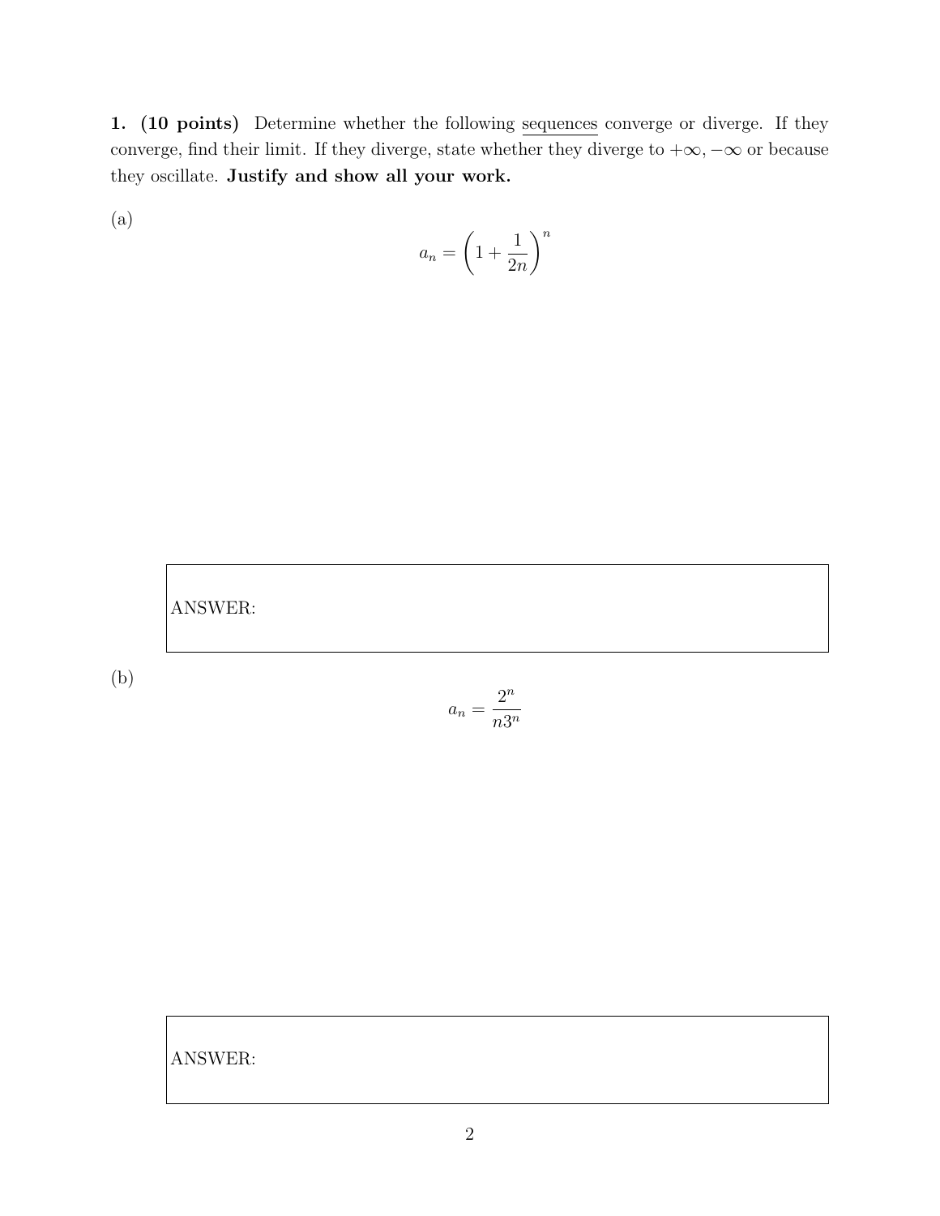**1. (10 points)** Determine whether the following sequences converge or diverge. If they converge, find their limit. If they diverge, state whether they diverge to $+\infty$, $-\infty$ or because they oscillate. **Justify and show all your work.**

(a)

$$a_n = \left(1 + \frac{1}{2n}\right)^n$$

ANSWER:

(b)

$$a_n = \frac{2^n}{n3^n}$$

ANSWER: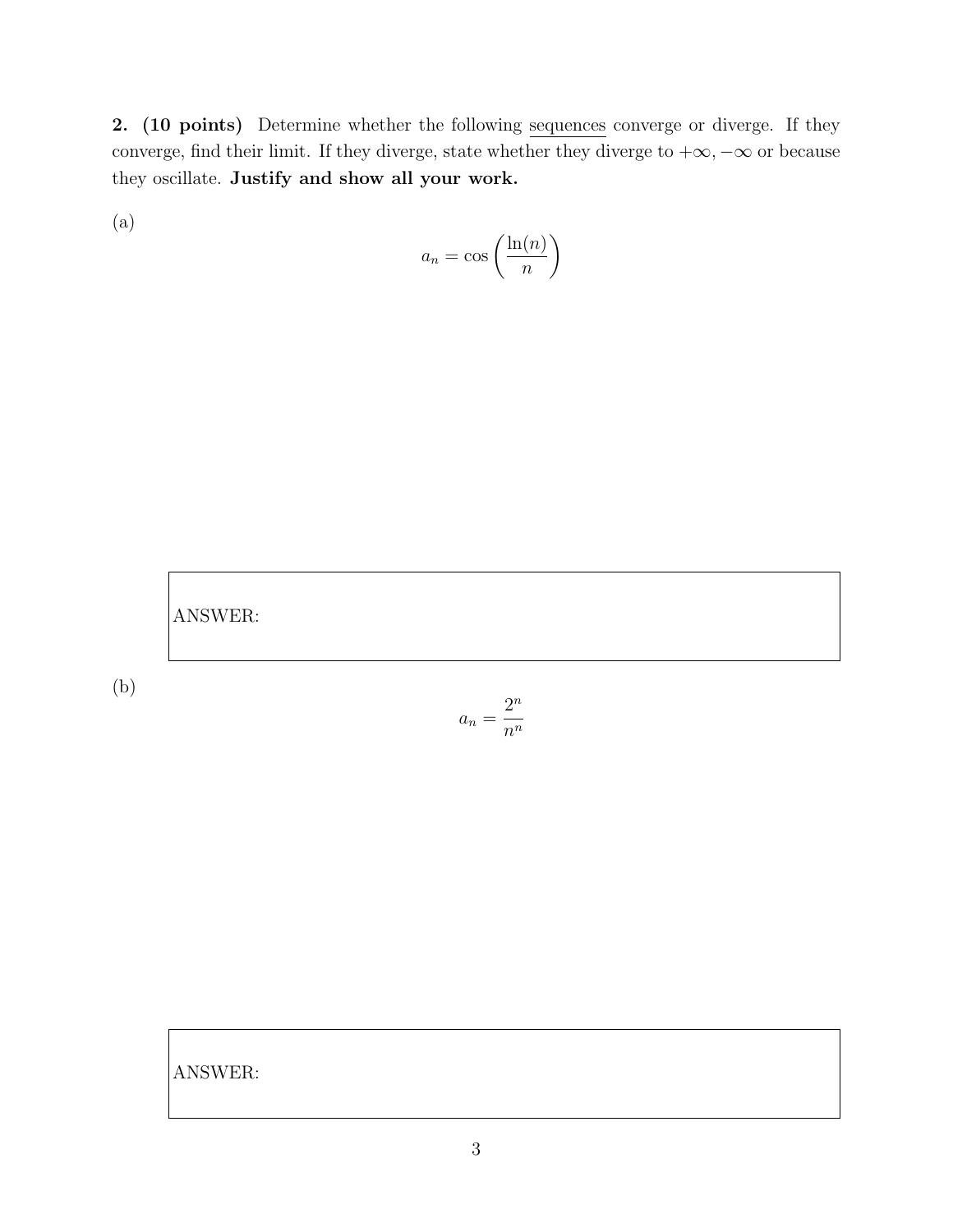**2. (10 points)** Determine whether the following sequences converge or diverge. If they converge, find their limit. If they diverge, state whether they diverge to $+\infty$, $-\infty$ or because they oscillate. **Justify and show all your work.**

(a)

$$a_n = \cos\left(\frac{\ln(n)}{n}\right)$$

ANSWER:

(b)

$$a_n = \frac{2^n}{n^n}$$

ANSWER: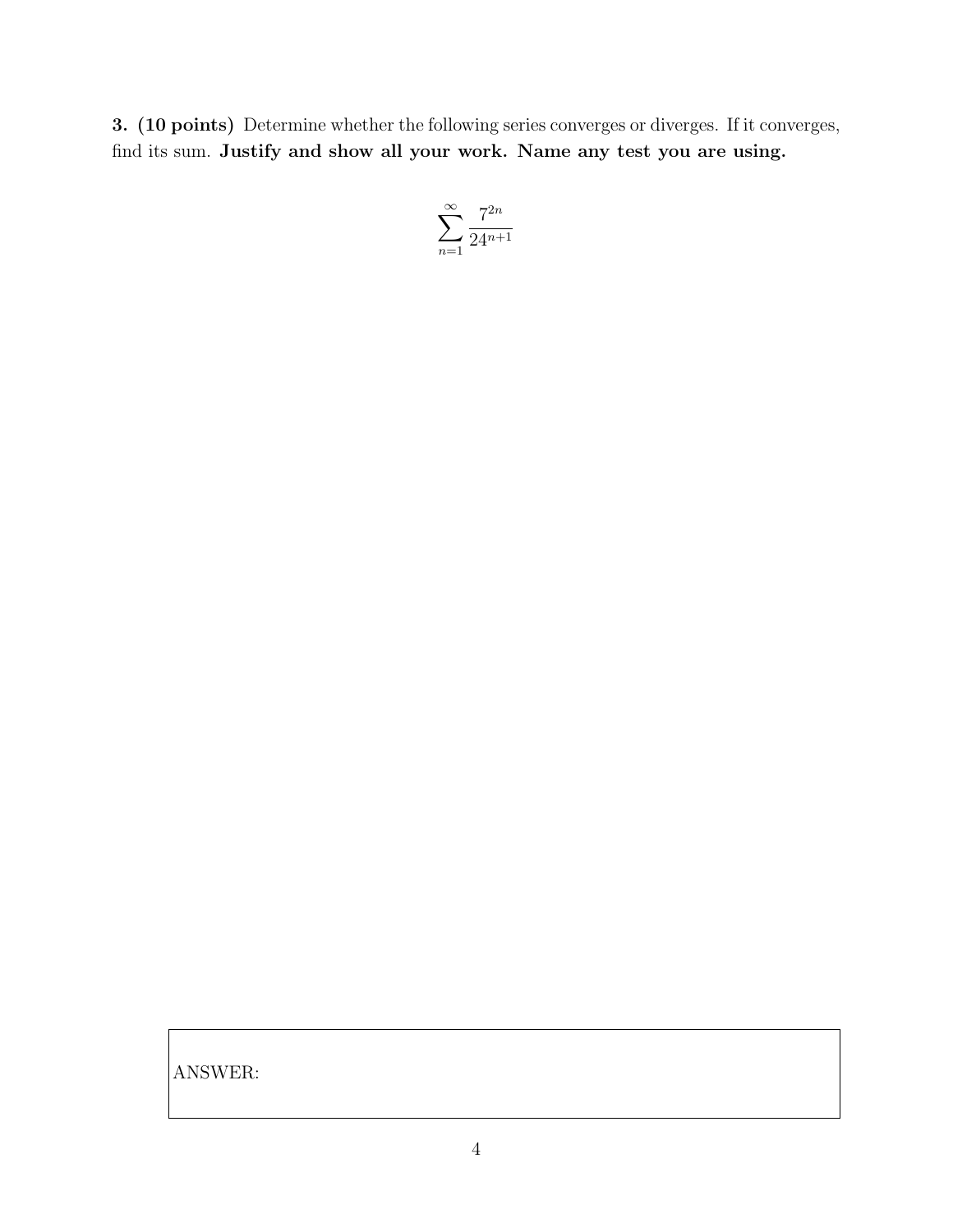**3. (10 points)** Determine whether the following series converges or diverges. If it converges, find its sum. **Justify and show all your work. Name any test you are using.**

$$\sum_{n=1}^{\infty} \frac{7^{2n}}{24^{n+1}}$$

ANSWER: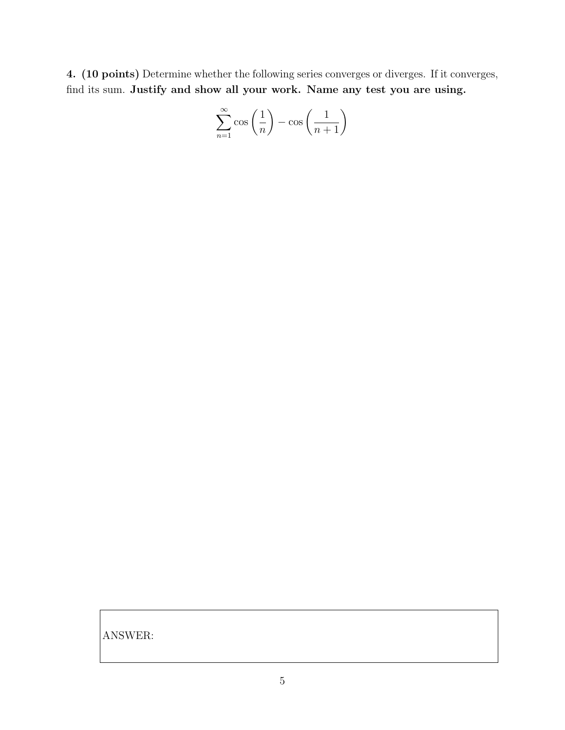**4. (10 points)** Determine whether the following series converges or diverges. If it converges, find its sum. **Justify and show all your work. Name any test you are using.**

$$\sum_{n=1}^{\infty} \cos\left(\frac{1}{n}\right) - \cos\left(\frac{1}{n+1}\right)$$

ANSWER: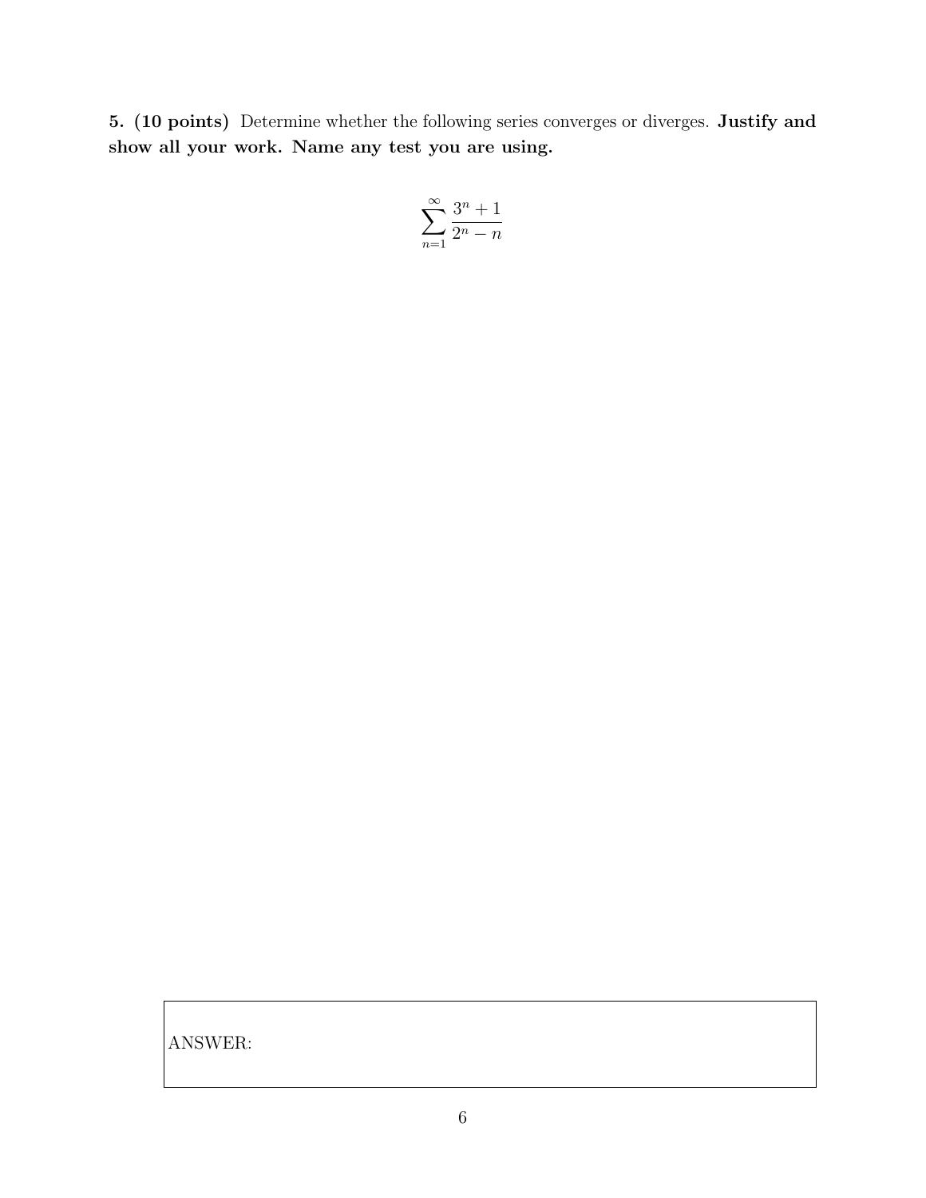**5. (10 points)** Determine whether the following series converges or diverges. **Justify and show all your work. Name any test you are using.**

$$\sum_{n=1}^{\infty} \frac{3^n + 1}{2^n - n}$$

ANSWER: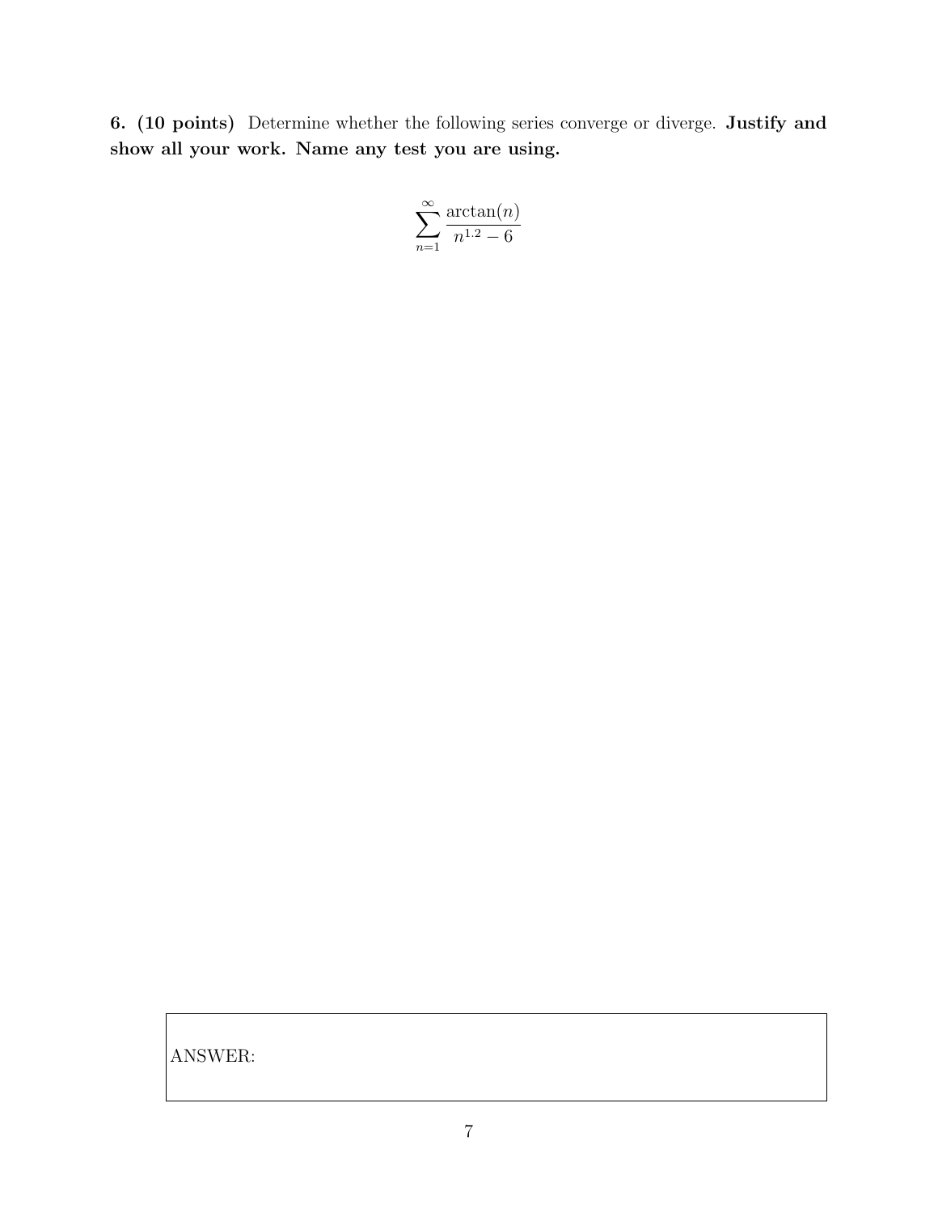**6. (10 points)** Determine whether the following series converge or diverge. **Justify and show all your work. Name any test you are using.**

$$\sum_{n=1}^{\infty} \frac{\arctan(n)}{n^{1.2} - 6}$$

| ANSWER: |
| --- |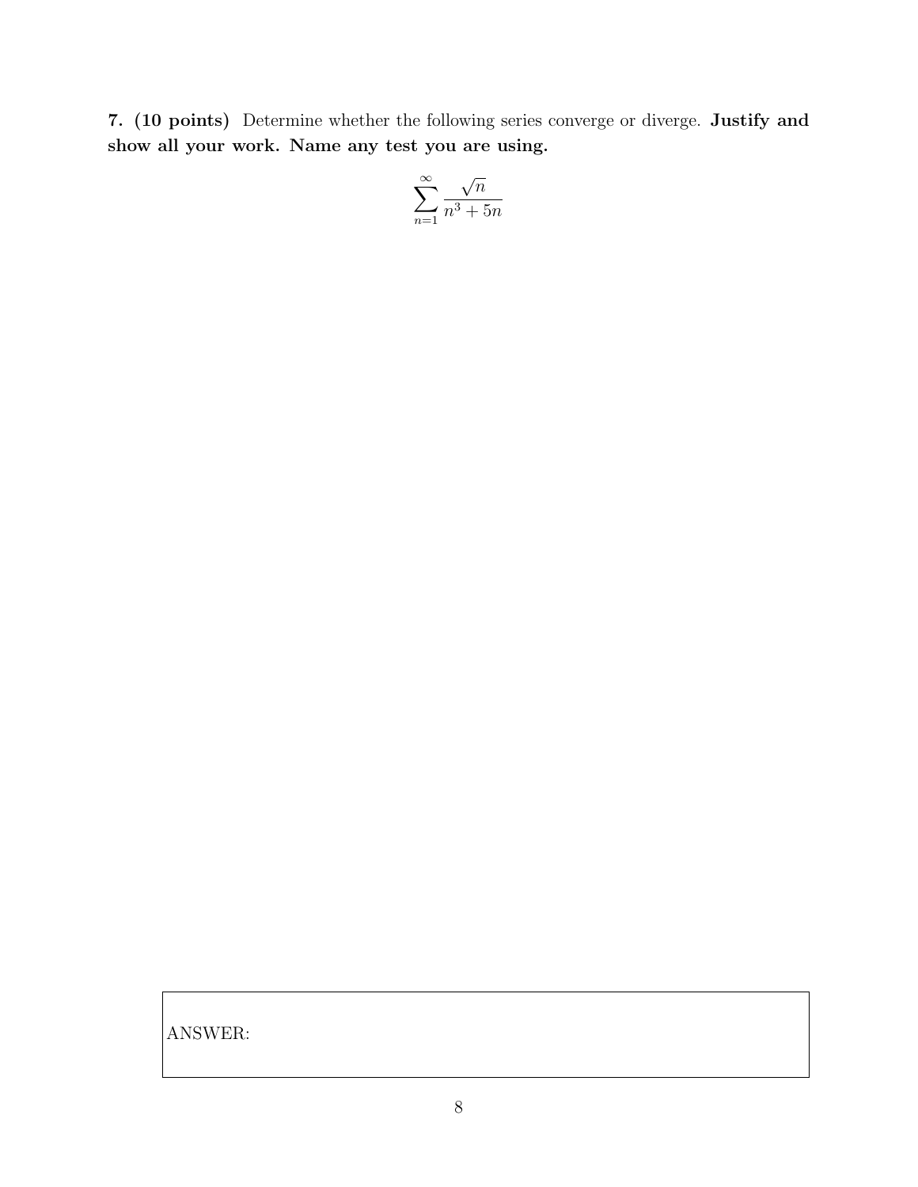**7. (10 points)** Determine whether the following series converge or diverge. **Justify and show all your work. Name any test you are using.**

$$\sum_{n=1}^{\infty} \frac{\sqrt{n}}{n^3 + 5n}$$

| ANSWER: |
| --- |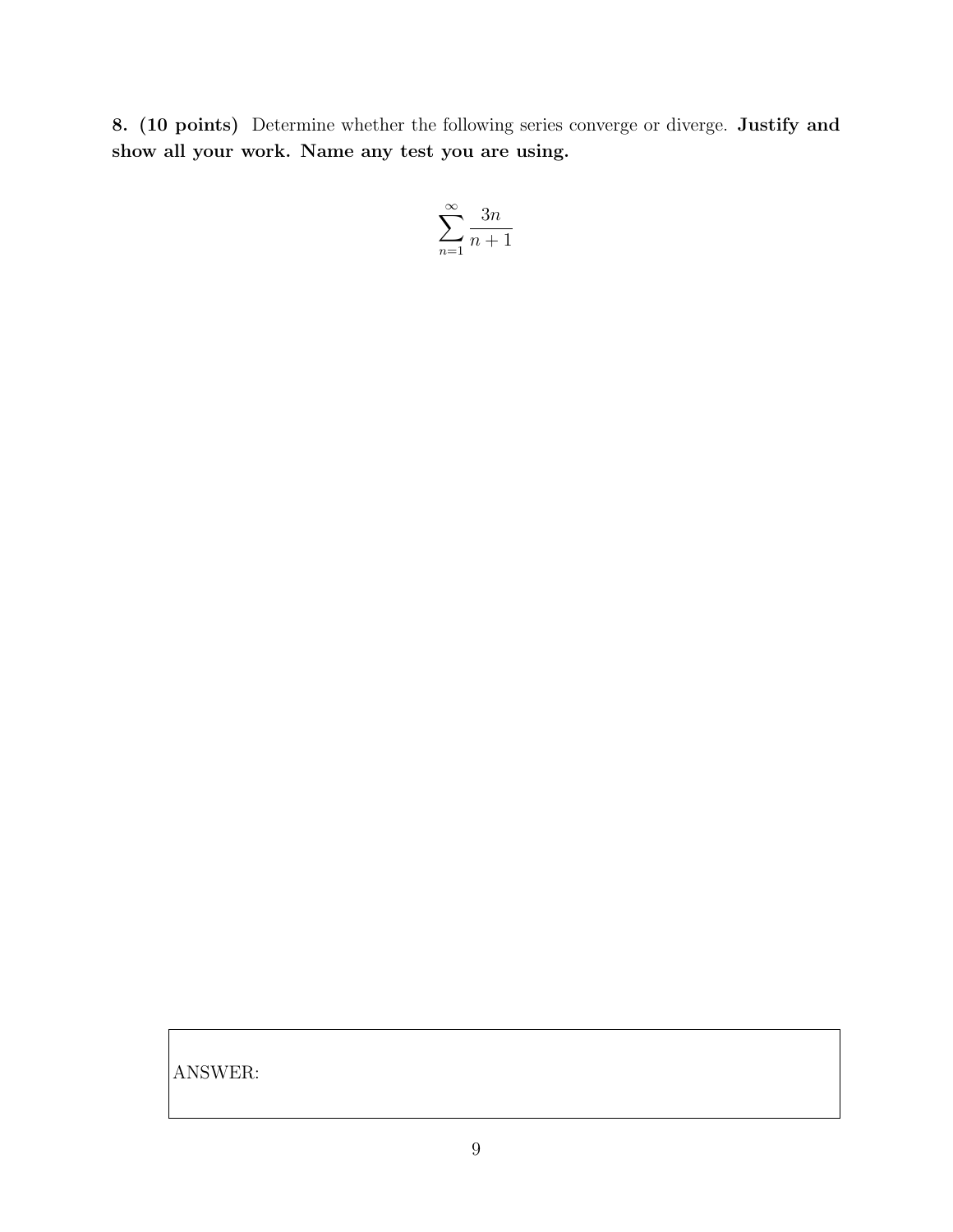**8. (10 points)** Determine whether the following series converge or diverge. **Justify and show all your work. Name any test you are using.**

$$\sum_{n=1}^{\infty} \frac{3n}{n+1}$$

ANSWER: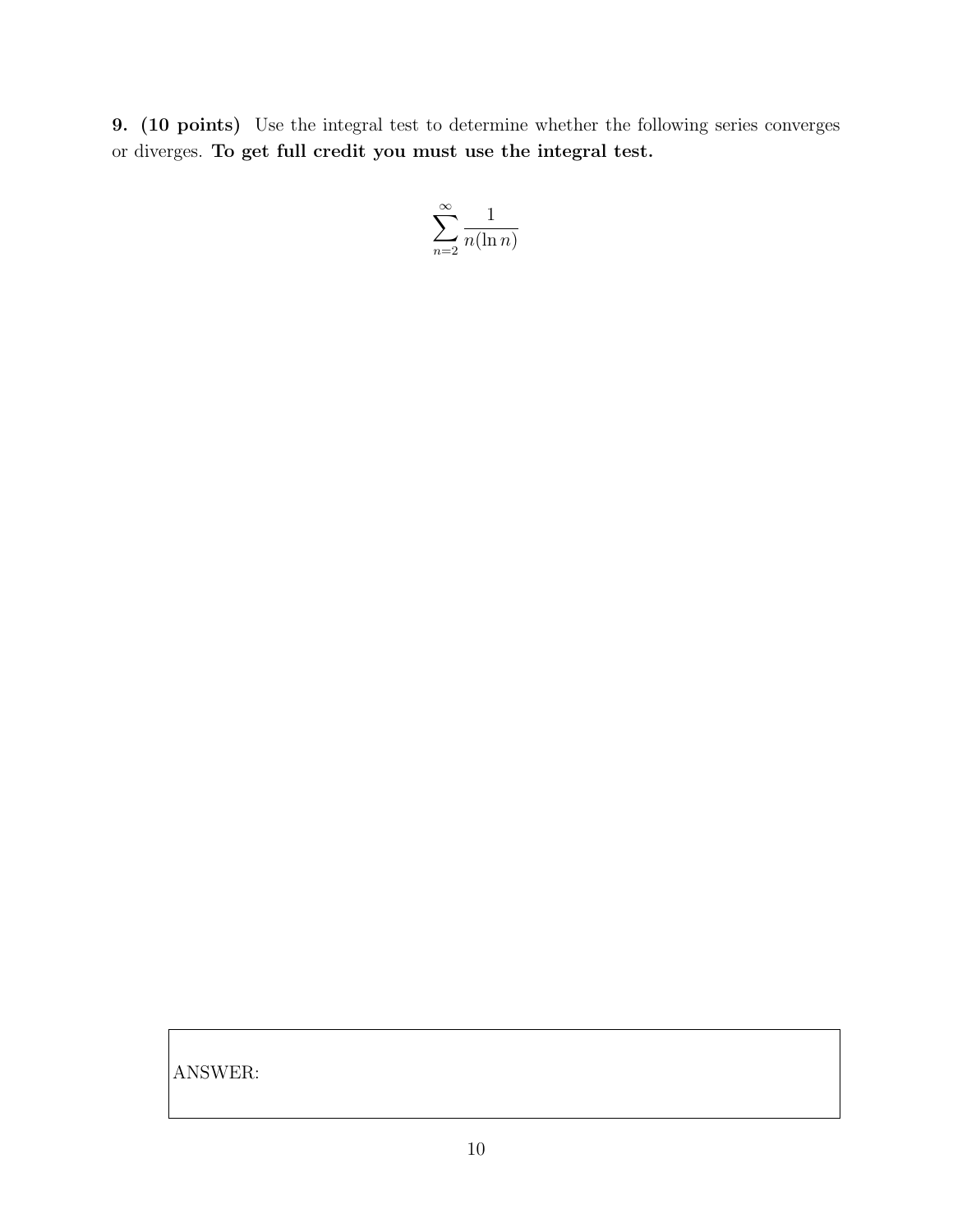**9. (10 points)** Use the integral test to determine whether the following series converges or diverges. **To get full credit you must use the integral test.**

$$\sum_{n=2}^{\infty} \frac{1}{n(\ln n)}$$

ANSWER: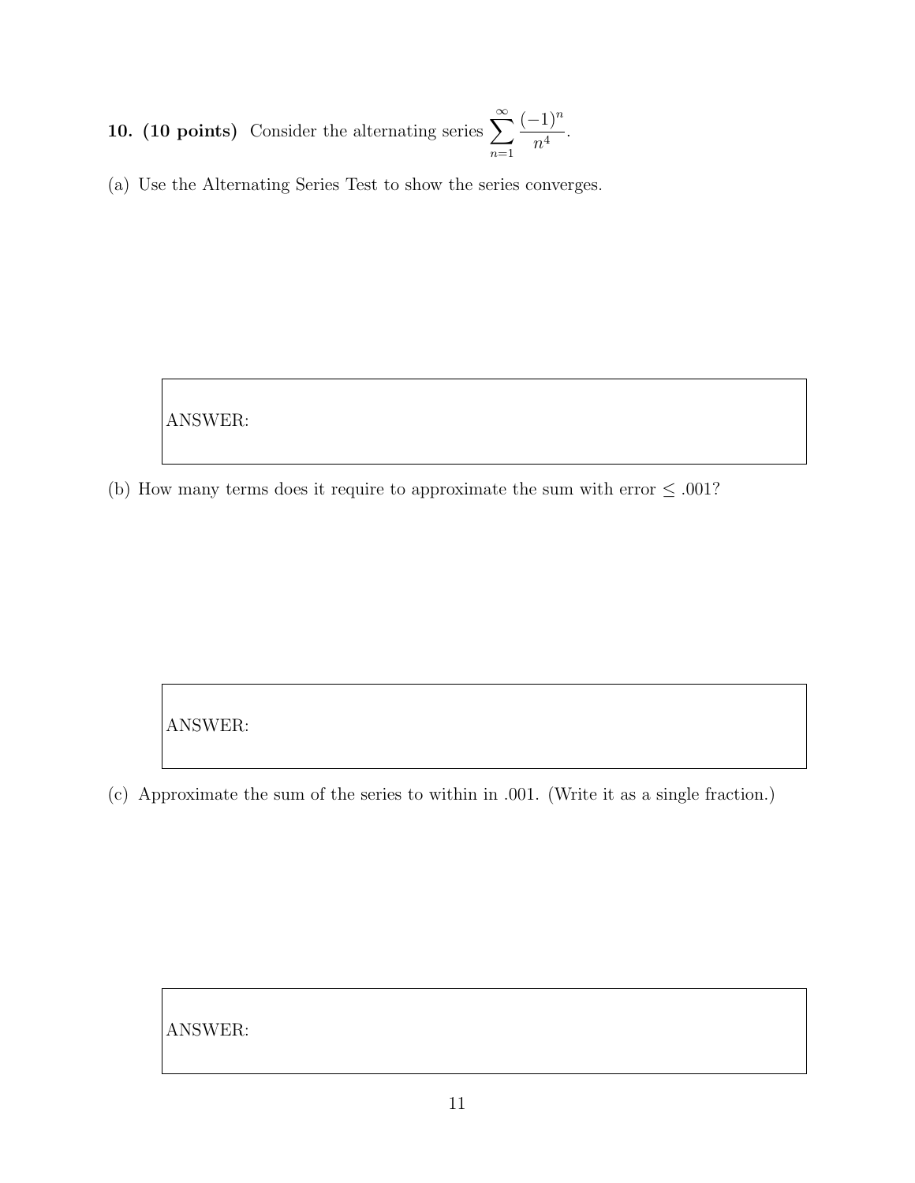**10. (10 points)** Consider the alternating series $\displaystyle\sum_{n=1}^{\infty} \frac{(-1)^n}{n^4}$.

(a) Use the Alternating Series Test to show the series converges.

ANSWER:

(b) How many terms does it require to approximate the sum with error $\leq .001$?

ANSWER:

(c) Approximate the sum of the series to within in .001. (Write it as a single fraction.)

ANSWER: